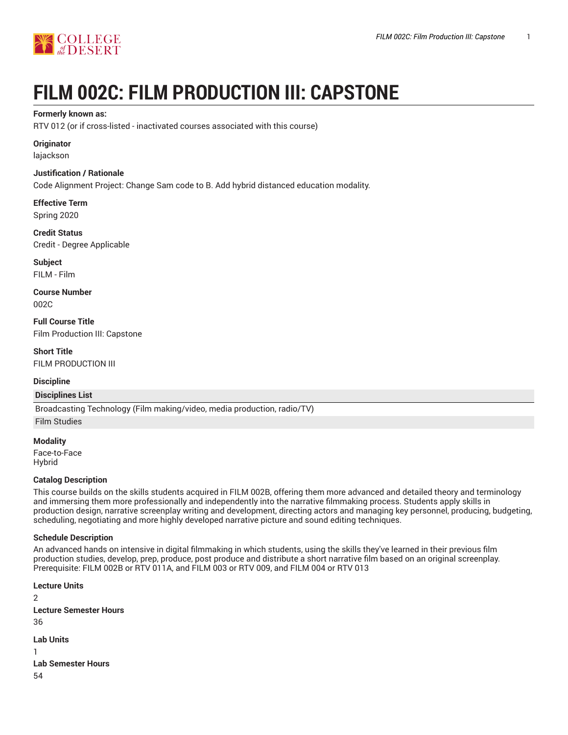# FILM 002C: FILM PRODUCTION III: CAPSTONE

**Formerly known as:**

RTV 012 (or if cross-listed - inactivated courses associated with this course)

**Originator**

lajackson

**Justification / Rationale**

Code Alignment Project: Change Sam code to B. Add hybrid distanced education modality.

**Effective Term**

Spring 2020

**Credit Status**

Credit - Degree Applicable

**Subject**

FILM - Film

**Course Number**

002C

**Full Course Title**

Film Production III: Capstone

**Short Title**

FILM PRODUCTION III

**Discipline**

| Disciplines List |
| --- |
| Broadcasting Technology (Film making/video, media production, radio/TV) |
| Film Studies |

**Modality**

Face-to-Face
Hybrid

**Catalog Description**

This course builds on the skills students acquired in FILM 002B, offering them more advanced and detailed theory and terminology and immersing them more professionally and independently into the narrative filmmaking process. Students apply skills in production design, narrative screenplay writing and development, directing actors and managing key personnel, producing, budgeting, scheduling, negotiating and more highly developed narrative picture and sound editing techniques.

**Schedule Description**

An advanced hands on intensive in digital filmmaking in which students, using the skills they've learned in their previous film production studies, develop, prep, produce, post produce and distribute a short narrative film based on an original screenplay. Prerequisite: FILM 002B or RTV 011A, and FILM 003 or RTV 009, and FILM 004 or RTV 013

**Lecture Units**

2

**Lecture Semester Hours**

36

**Lab Units**

1

**Lab Semester Hours**

54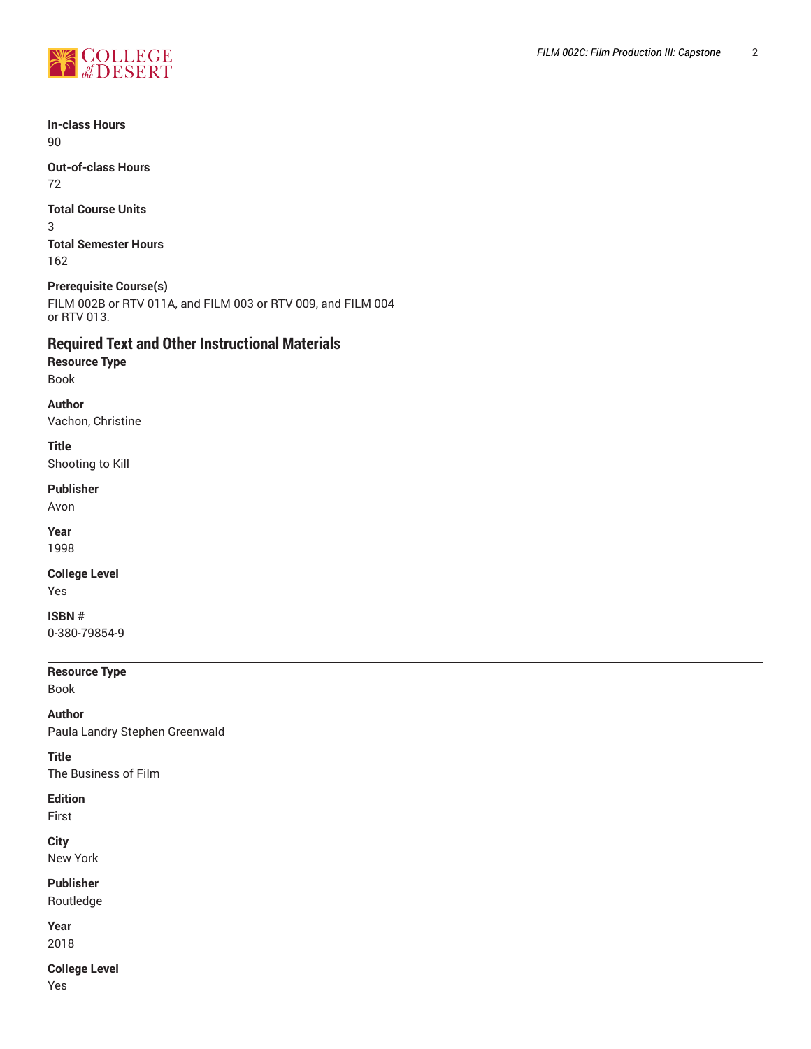**In-class Hours**
90

**Out-of-class Hours**
72

**Total Course Units**
3

**Total Semester Hours**
162

**Prerequisite Course(s)**
FILM 002B or RTV 011A, and FILM 003 or RTV 009, and FILM 004 or RTV 013.

## Required Text and Other Instructional Materials

**Resource Type**
Book

**Author**
Vachon, Christine

**Title**
Shooting to Kill

**Publisher**
Avon

**Year**
1998

**College Level**
Yes

**ISBN #**
0-380-79854-9

---

**Resource Type**
Book

**Author**
Paula Landry Stephen Greenwald

**Title**
The Business of Film

**Edition**
First

**City**
New York

**Publisher**
Routledge

**Year**
2018

**College Level**
Yes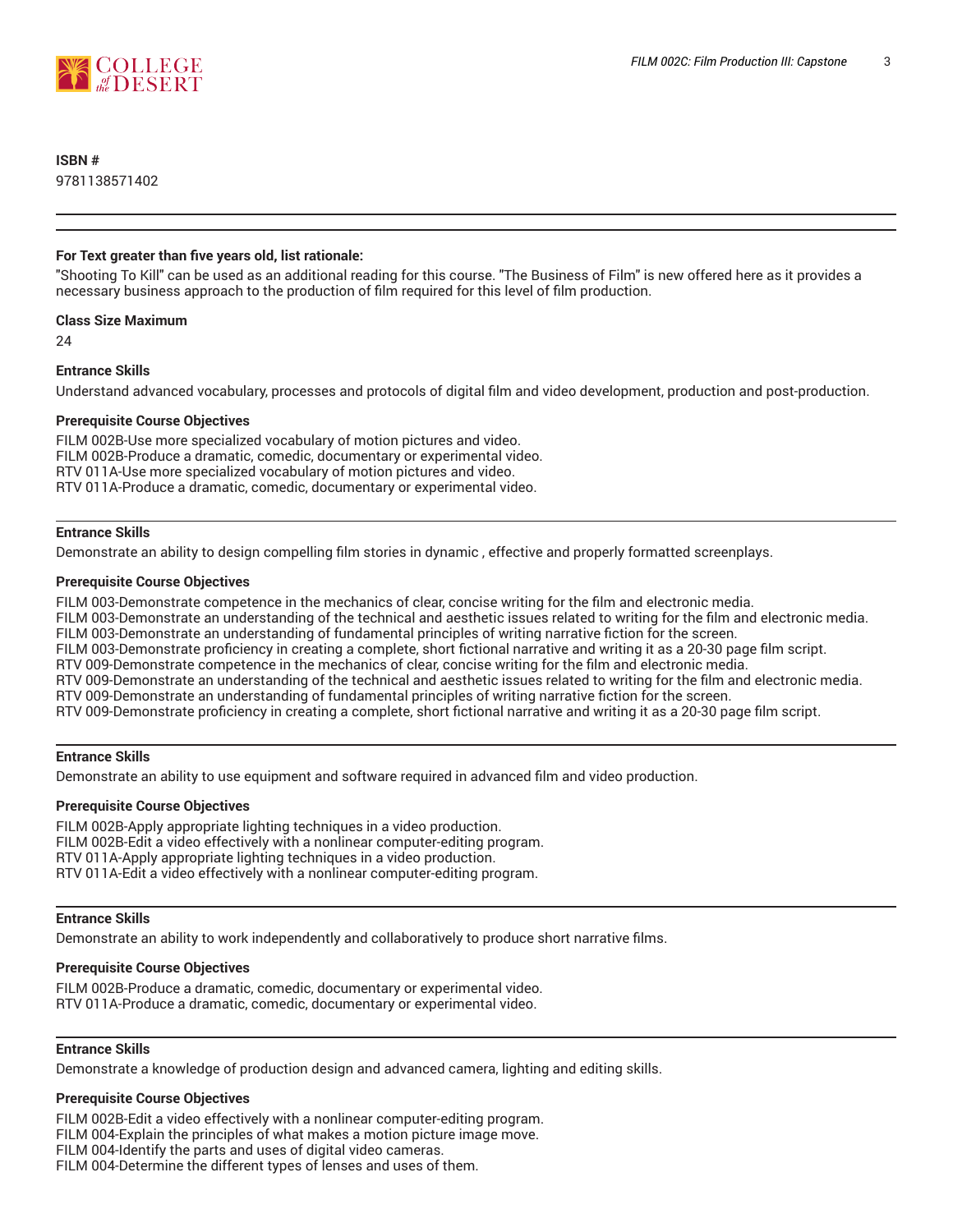**ISBN #**

9781138571402

---

**For Text greater than five years old, list rationale:**

"Shooting To Kill" can be used as an additional reading for this course. "The Business of Film" is new offered here as it provides a necessary business approach to the production of film required for this level of film production.

**Class Size Maximum**

24

**Entrance Skills**

Understand advanced vocabulary, processes and protocols of digital film and video development, production and post-production.

**Prerequisite Course Objectives**

FILM 002B-Use more specialized vocabulary of motion pictures and video.
FILM 002B-Produce a dramatic, comedic, documentary or experimental video.
RTV 011A-Use more specialized vocabulary of motion pictures and video.
RTV 011A-Produce a dramatic, comedic, documentary or experimental video.

---

**Entrance Skills**

Demonstrate an ability to design compelling film stories in dynamic , effective and properly formatted screenplays.

**Prerequisite Course Objectives**

FILM 003-Demonstrate competence in the mechanics of clear, concise writing for the film and electronic media.
FILM 003-Demonstrate an understanding of the technical and aesthetic issues related to writing for the film and electronic media.
FILM 003-Demonstrate an understanding of fundamental principles of writing narrative fiction for the screen.
FILM 003-Demonstrate proficiency in creating a complete, short fictional narrative and writing it as a 20-30 page film script.
RTV 009-Demonstrate competence in the mechanics of clear, concise writing for the film and electronic media.
RTV 009-Demonstrate an understanding of the technical and aesthetic issues related to writing for the film and electronic media.
RTV 009-Demonstrate an understanding of fundamental principles of writing narrative fiction for the screen.
RTV 009-Demonstrate proficiency in creating a complete, short fictional narrative and writing it as a 20-30 page film script.

---

**Entrance Skills**

Demonstrate an ability to use equipment and software required in advanced film and video production.

**Prerequisite Course Objectives**

FILM 002B-Apply appropriate lighting techniques in a video production.
FILM 002B-Edit a video effectively with a nonlinear computer-editing program.
RTV 011A-Apply appropriate lighting techniques in a video production.
RTV 011A-Edit a video effectively with a nonlinear computer-editing program.

---

**Entrance Skills**

Demonstrate an ability to work independently and collaboratively to produce short narrative films.

**Prerequisite Course Objectives**

FILM 002B-Produce a dramatic, comedic, documentary or experimental video.
RTV 011A-Produce a dramatic, comedic, documentary or experimental video.

---

**Entrance Skills**

Demonstrate a knowledge of production design and advanced camera, lighting and editing skills.

**Prerequisite Course Objectives**

FILM 002B-Edit a video effectively with a nonlinear computer-editing program.
FILM 004-Explain the principles of what makes a motion picture image move.
FILM 004-Identify the parts and uses of digital video cameras.
FILM 004-Determine the different types of lenses and uses of them.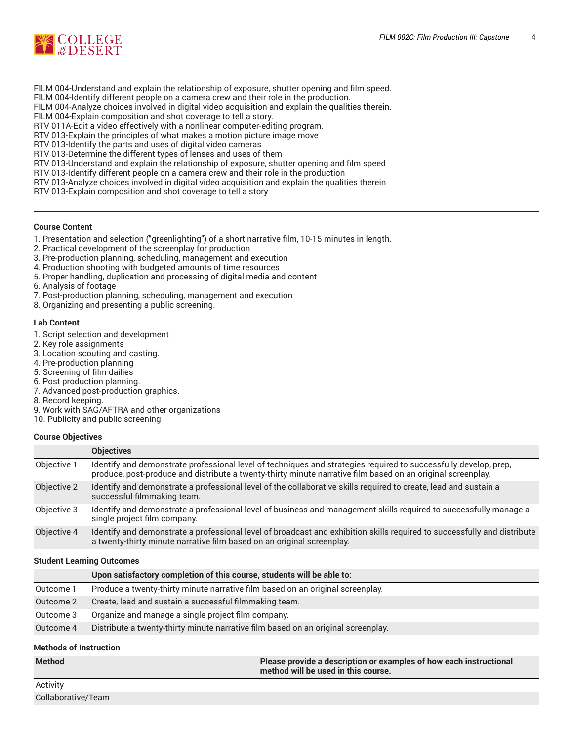FILM 004-Understand and explain the relationship of exposure, shutter opening and film speed.
FILM 004-Identify different people on a camera crew and their role in the production.
FILM 004-Analyze choices involved in digital video acquisition and explain the qualities therein.
FILM 004-Explain composition and shot coverage to tell a story.
RTV 011A-Edit a video effectively with a nonlinear computer-editing program.
RTV 013-Explain the principles of what makes a motion picture image move
RTV 013-Identify the parts and uses of digital video cameras
RTV 013-Determine the different types of lenses and uses of them
RTV 013-Understand and explain the relationship of exposure, shutter opening and film speed
RTV 013-Identify different people on a camera crew and their role in the production
RTV 013-Analyze choices involved in digital video acquisition and explain the qualities therein
RTV 013-Explain composition and shot coverage to tell a story

---

### Course Content

1. Presentation and selection ("greenlighting") of a short narrative film, 10-15 minutes in length.
2. Practical development of the screenplay for production
3. Pre-production planning, scheduling, management and execution
4. Production shooting with budgeted amounts of time resources
5. Proper handling, duplication and processing of digital media and content
6. Analysis of footage
7. Post-production planning, scheduling, management and execution
8. Organizing and presenting a public screening.

### Lab Content

1. Script selection and development
2. Key role assignments
3. Location scouting and casting.
4. Pre-production planning
5. Screening of film dailies
6. Post production planning.
7. Advanced post-production graphics.
8. Record keeping.
9. Work with SAG/AFTRA and other organizations
10. Publicity and public screening

### Course Objectives

| | Objectives |
|---|---|
| Objective 1 | Identify and demonstrate professional level of techniques and strategies required to successfully develop, prep, produce, post-produce and distribute a twenty-thirty minute narrative film based on an original screenplay. |
| Objective 2 | Identify and demonstrate a professional level of the collaborative skills required to create, lead and sustain a successful filmmaking team. |
| Objective 3 | Identify and demonstrate a professional level of business and management skills required to successfully manage a single project film company. |
| Objective 4 | Identify and demonstrate a professional level of broadcast and exhibition skills required to successfully and distribute a twenty-thirty minute narrative film based on an original screenplay. |

### Student Learning Outcomes

| | Upon satisfactory completion of this course, students will be able to: |
|---|---|
| Outcome 1 | Produce a twenty-thirty minute narrative film based on an original screenplay. |
| Outcome 2 | Create, lead and sustain a successful filmmaking team. |
| Outcome 3 | Organize and manage a single project film company. |
| Outcome 4 | Distribute a twenty-thirty minute narrative film based on an original screenplay. |

### Methods of Instruction

| Method | Please provide a description or examples of how each instructional method will be used in this course. |
|---|---|
| Activity | |
| Collaborative/Team | |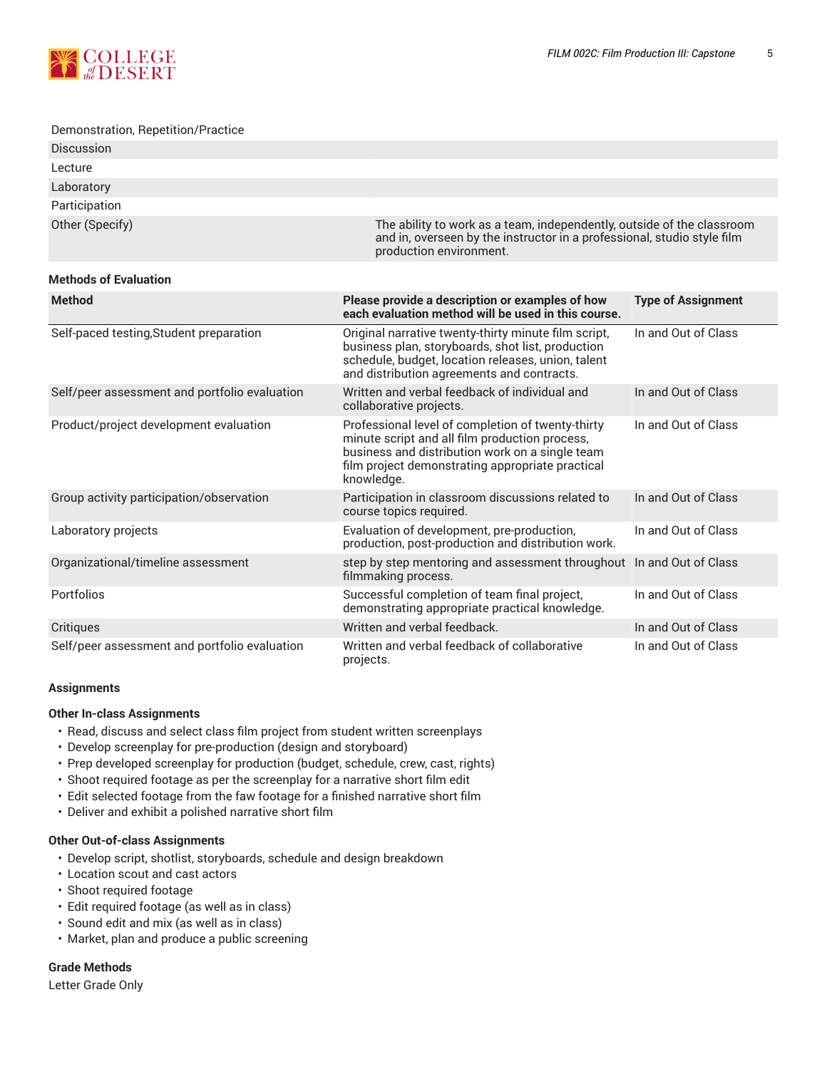| | |
|---|---|
| Demonstration, Repetition/Practice | |
| Discussion | |
| Lecture | |
| Laboratory | |
| Participation | |
| Other (Specify) | The ability to work as a team, independently, outside of the classroom and in, overseen by the instructor in a professional, studio style film production environment. |

### Methods of Evaluation

| Method | Please provide a description or examples of how each evaluation method will be used in this course. | Type of Assignment |
|---|---|---|
| Self-paced testing,Student preparation | Original narrative twenty-thirty minute film script, business plan, storyboards, shot list, production schedule, budget, location releases, union, talent and distribution agreements and contracts. | In and Out of Class |
| Self/peer assessment and portfolio evaluation | Written and verbal feedback of individual and collaborative projects. | In and Out of Class |
| Product/project development evaluation | Professional level of completion of twenty-thirty minute script and all film production process, business and distribution work on a single team film project demonstrating appropriate practical knowledge. | In and Out of Class |
| Group activity participation/observation | Participation in classroom discussions related to course topics required. | In and Out of Class |
| Laboratory projects | Evaluation of development, pre-production, production, post-production and distribution work. | In and Out of Class |
| Organizational/timeline assessment | step by step mentoring and assessment throughout filmmaking process. | In and Out of Class |
| Portfolios | Successful completion of team final project, demonstrating appropriate practical knowledge. | In and Out of Class |
| Critiques | Written and verbal feedback. | In and Out of Class |
| Self/peer assessment and portfolio evaluation | Written and verbal feedback of collaborative projects. | In and Out of Class |

### Assignments

#### Other In-class Assignments

- Read, discuss and select class film project from student written screenplays
- Develop screenplay for pre-production (design and storyboard)
- Prep developed screenplay for production (budget, schedule, crew, cast, rights)
- Shoot required footage as per the screenplay for a narrative short film edit
- Edit selected footage from the faw footage for a finished narrative short film
- Deliver and exhibit a polished narrative short film

#### Other Out-of-class Assignments

- Develop script, shotlist, storyboards, schedule and design breakdown
- Location scout and cast actors
- Shoot required footage
- Edit required footage (as well as in class)
- Sound edit and mix (as well as in class)
- Market, plan and produce a public screening

### Grade Methods

Letter Grade Only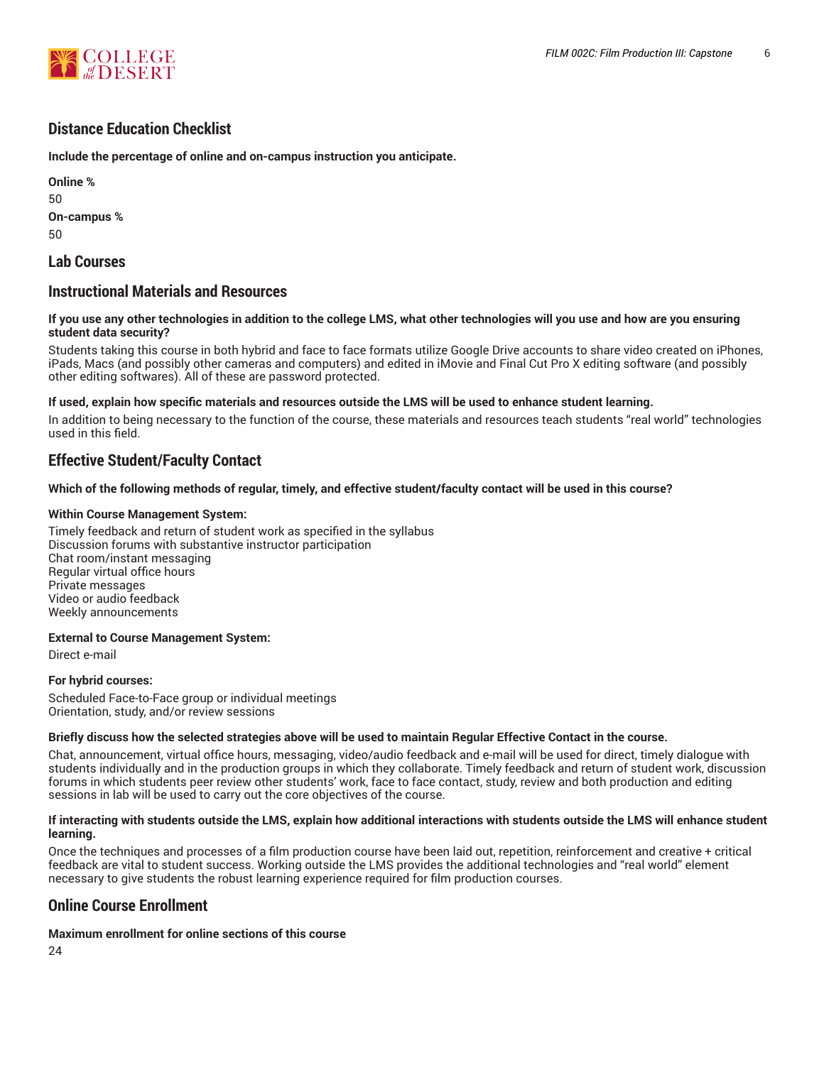## Distance Education Checklist

**Include the percentage of online and on-campus instruction you anticipate.**

**Online %**
50

**On-campus %**
50

## Lab Courses

## Instructional Materials and Resources

**If you use any other technologies in addition to the college LMS, what other technologies will you use and how are you ensuring student data security?**

Students taking this course in both hybrid and face to face formats utilize Google Drive accounts to share video created on iPhones, iPads, Macs (and possibly other cameras and computers) and edited in iMovie and Final Cut Pro X editing software (and possibly other editing softwares). All of these are password protected.

**If used, explain how specific materials and resources outside the LMS will be used to enhance student learning.**

In addition to being necessary to the function of the course, these materials and resources teach students "real world" technologies used in this field.

## Effective Student/Faculty Contact

**Which of the following methods of regular, timely, and effective student/faculty contact will be used in this course?**

**Within Course Management System:**

Timely feedback and return of student work as specified in the syllabus
Discussion forums with substantive instructor participation
Chat room/instant messaging
Regular virtual office hours
Private messages
Video or audio feedback
Weekly announcements

**External to Course Management System:**

Direct e-mail

**For hybrid courses:**

Scheduled Face-to-Face group or individual meetings
Orientation, study, and/or review sessions

**Briefly discuss how the selected strategies above will be used to maintain Regular Effective Contact in the course.**

Chat, announcement, virtual office hours, messaging, video/audio feedback and e-mail will be used for direct, timely dialogue with students individually and in the production groups in which they collaborate. Timely feedback and return of student work, discussion forums in which students peer review other students' work, face to face contact, study, review and both production and editing sessions in lab will be used to carry out the core objectives of the course.

**If interacting with students outside the LMS, explain how additional interactions with students outside the LMS will enhance student learning.**

Once the techniques and processes of a film production course have been laid out, repetition, reinforcement and creative + critical feedback are vital to student success. Working outside the LMS provides the additional technologies and "real world" element necessary to give students the robust learning experience required for film production courses.

## Online Course Enrollment

**Maximum enrollment for online sections of this course**
24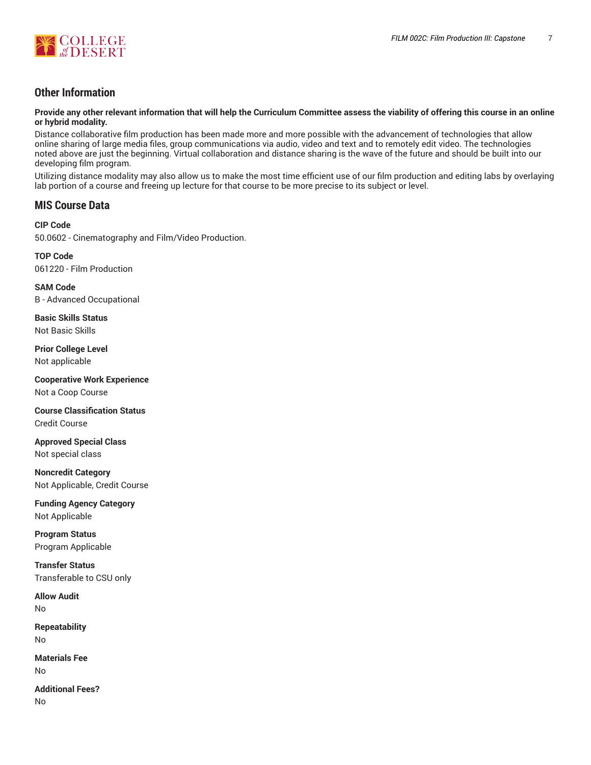## Other Information

**Provide any other relevant information that will help the Curriculum Committee assess the viability of offering this course in an online or hybrid modality.**

Distance collaborative film production has been made more and more possible with the advancement of technologies that allow online sharing of large media files, group communications via audio, video and text and to remotely edit video. The technologies noted above are just the beginning. Virtual collaboration and distance sharing is the wave of the future and should be built into our developing film program.

Utilizing distance modality may also allow us to make the most time efficient use of our film production and editing labs by overlaying lab portion of a course and freeing up lecture for that course to be more precise to its subject or level.

## MIS Course Data

**CIP Code**
50.0602 - Cinematography and Film/Video Production.

**TOP Code**
061220 - Film Production

**SAM Code**
B - Advanced Occupational

**Basic Skills Status**
Not Basic Skills

**Prior College Level**
Not applicable

**Cooperative Work Experience**
Not a Coop Course

**Course Classification Status**
Credit Course

**Approved Special Class**
Not special class

**Noncredit Category**
Not Applicable, Credit Course

**Funding Agency Category**
Not Applicable

**Program Status**
Program Applicable

**Transfer Status**
Transferable to CSU only

**Allow Audit**
No

**Repeatability**
No

**Materials Fee**
No

**Additional Fees?**
No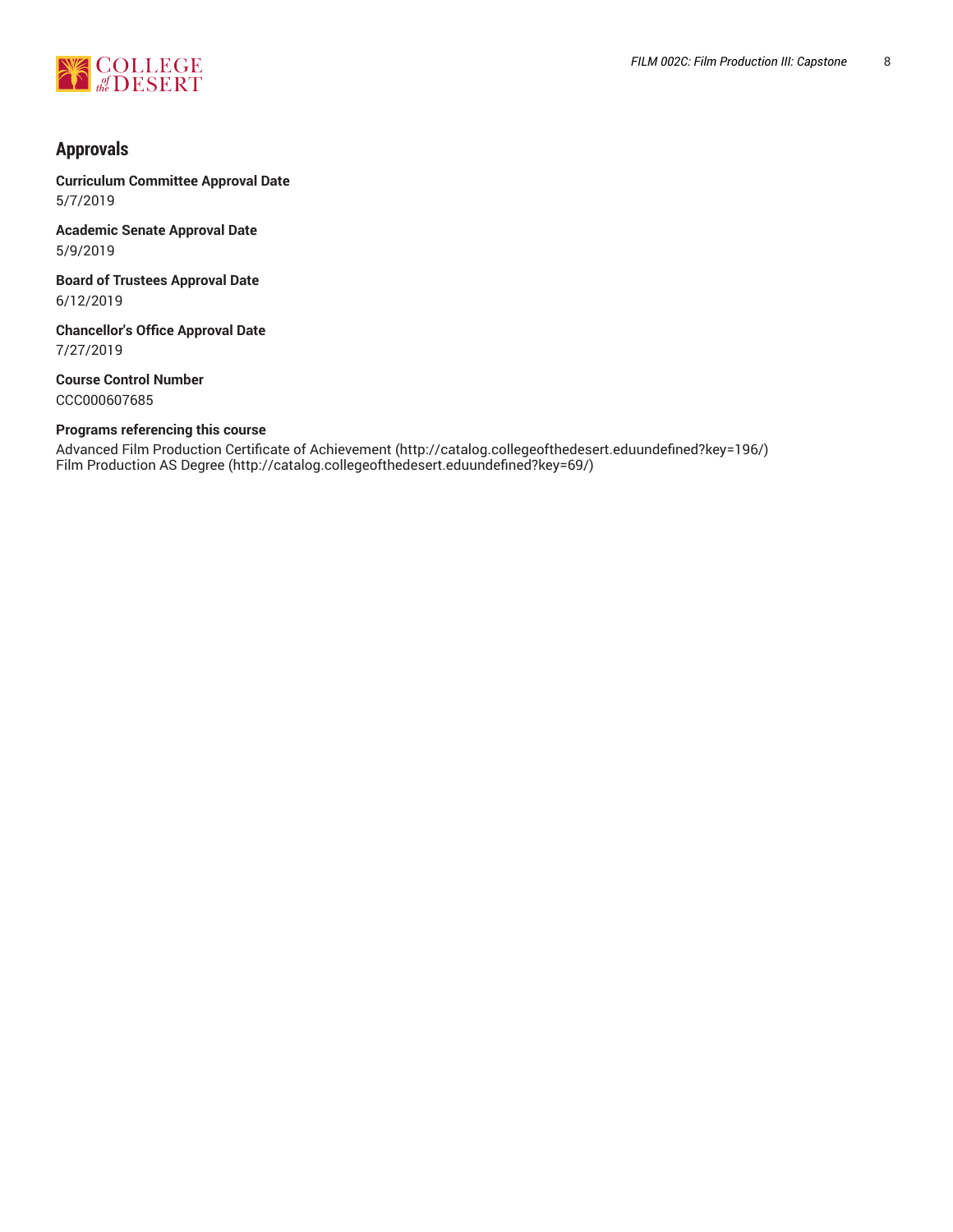## Approvals

**Curriculum Committee Approval Date**
5/7/2019

**Academic Senate Approval Date**
5/9/2019

**Board of Trustees Approval Date**
6/12/2019

**Chancellor's Office Approval Date**
7/27/2019

**Course Control Number**
CCC000607685

**Programs referencing this course**
Advanced Film Production Certificate of Achievement (http://catalog.collegeofthedesert.eduundefined?key=196/)
Film Production AS Degree (http://catalog.collegeofthedesert.eduundefined?key=69/)